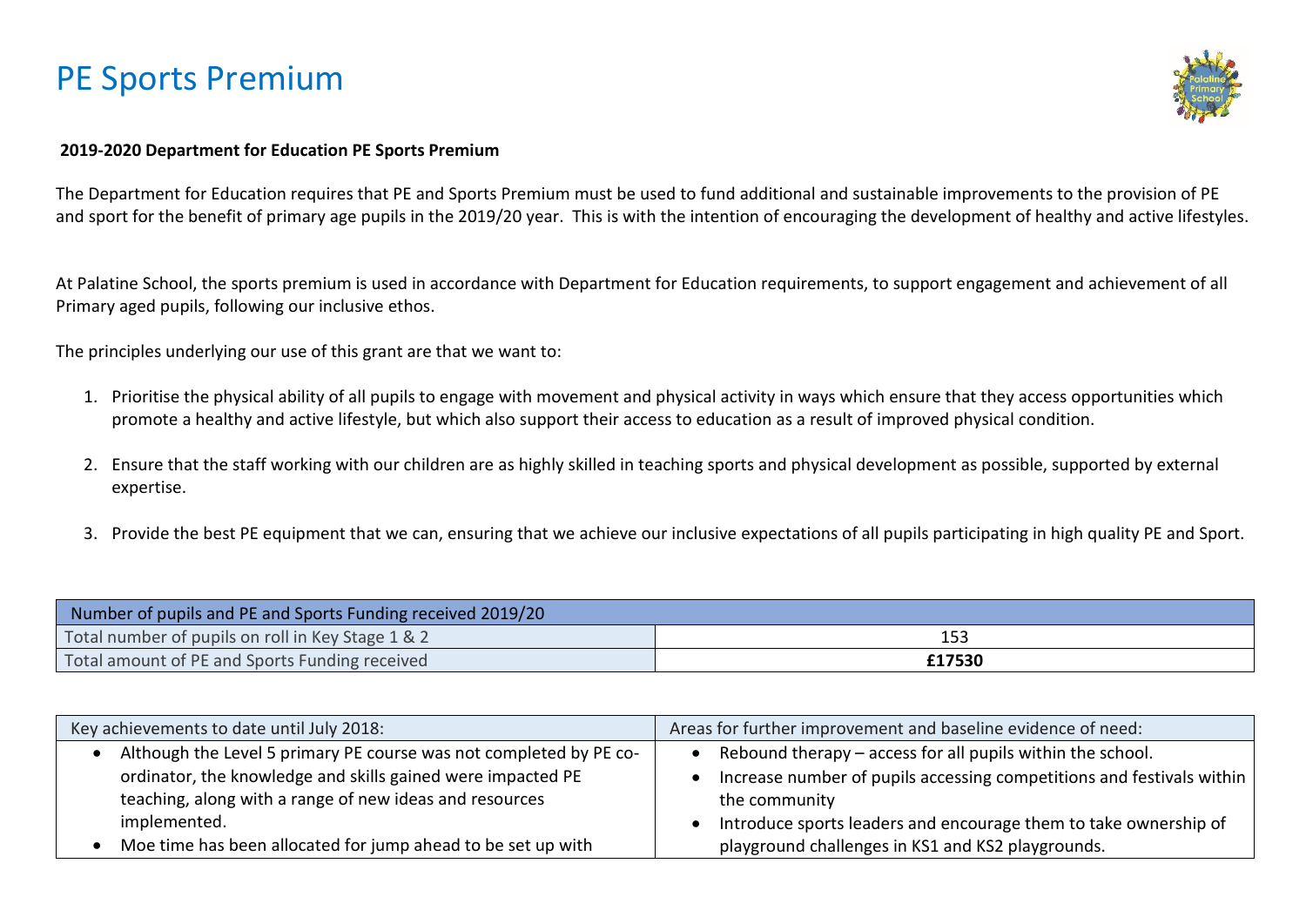# PE Sports Premium

**2019-2020 Department for Education PE Sports Premium**

The Department for Education requires that PE and Sports Premium must be used to fund additional and sustainable improvements to the provision of PE and sport for the benefit of primary age pupils in the 2019/20 year. This is with the intention of encouraging the development of healthy and active lifestyles.

At Palatine School, the sports premium is used in accordance with Department for Education requirements, to support engagement and achievement of all Primary aged pupils, following our inclusive ethos.

The principles underlying our use of this grant are that we want to:

1. Prioritise the physical ability of all pupils to engage with movement and physical activity in ways which ensure that they access opportunities which promote a healthy and active lifestyle, but which also support their access to education as a result of improved physical condition.
2. Ensure that the staff working with our children are as highly skilled in teaching sports and physical development as possible, supported by external expertise.
3. Provide the best PE equipment that we can, ensuring that we achieve our inclusive expectations of all pupils participating in high quality PE and Sport.

| Number of pupils and PE and Sports Funding received 2019/20 | |
|---|---|
| Total number of pupils on roll in Key Stage 1 & 2 | 153 |
| Total amount of PE and Sports Funding received | **£17530** |

| Key achievements to date until July 2018: | Areas for further improvement and baseline evidence of need: |
|---|---|
| • Although the Level 5 primary PE course was not completed by PE co-ordinator, the knowledge and skills gained were impacted PE teaching, along with a range of new ideas and resources implemented.<br>• Moe time has been allocated for jump ahead to be set up with | • Rebound therapy – access for all pupils within the school.<br>• Increase number of pupils accessing competitions and festivals within the community<br>• Introduce sports leaders and encourage them to take ownership of playground challenges in KS1 and KS2 playgrounds. |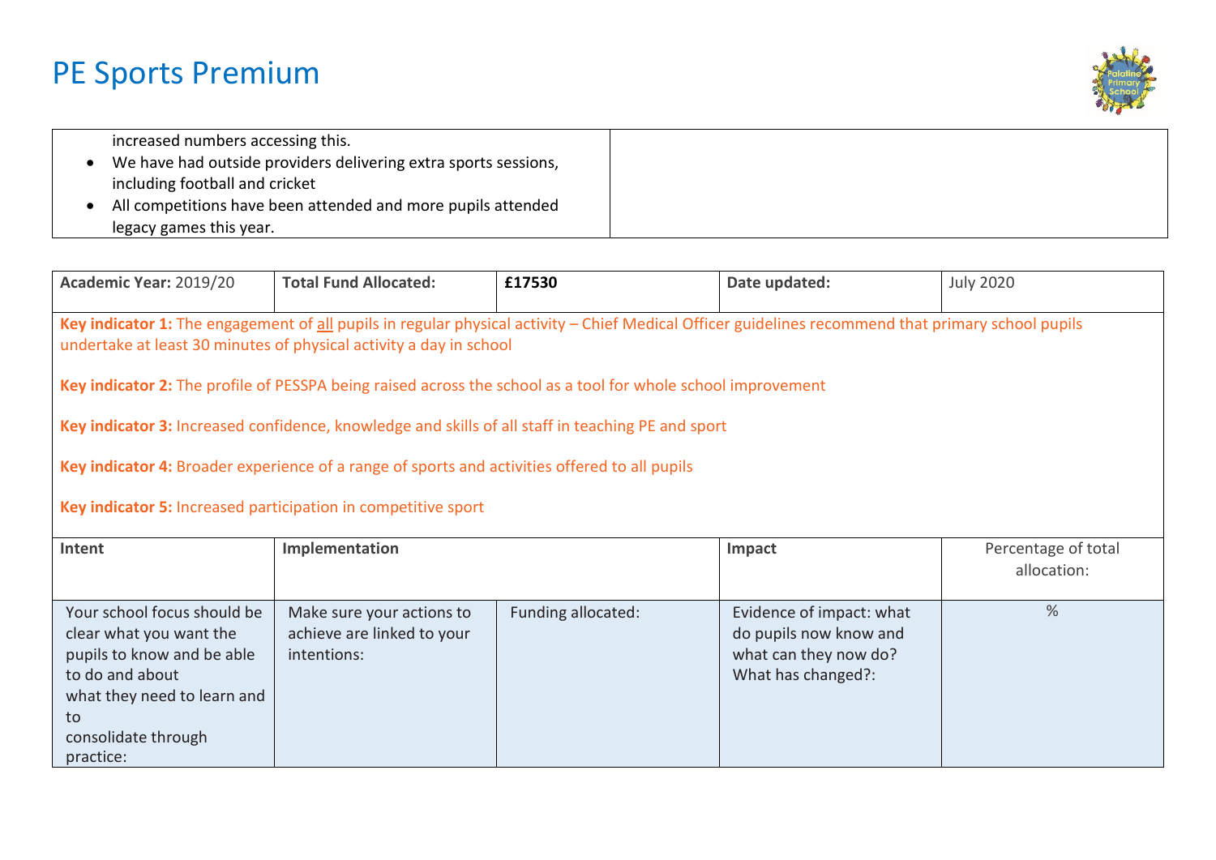# PE Sports Premium

| increased numbers accessing this.<br>• We have had outside providers delivering extra sports sessions, including football and cricket<br>• All competitions have been attended and more pupils attended legacy games this year. | |
|---|---|

| **Academic Year:** 2019/20 | **Total Fund Allocated:** | **£17530** | **Date updated:** | July 2020 |
|---|---|---|---|---|
| **Key indicator 1:** The engagement of <u>all</u> pupils in regular physical activity – Chief Medical Officer guidelines recommend that primary school pupils undertake at least 30 minutes of physical activity a day in school<br><br>**Key indicator 2:** The profile of PESSPA being raised across the school as a tool for whole school improvement<br><br>**Key indicator 3:** Increased confidence, knowledge and skills of all staff in teaching PE and sport<br><br>**Key indicator 4:** Broader experience of a range of sports and activities offered to all pupils<br><br>**Key indicator 5:** Increased participation in competitive sport | | | | |
| **Intent** | **Implementation** | | **Impact** | Percentage of total allocation: |
| Your school focus should be clear what you want the pupils to know and be able to do and about what they need to learn and to consolidate through practice: | Make sure your actions to achieve are linked to your intentions: | Funding allocated: | Evidence of impact: what do pupils now know and what can they now do? What has changed?: | % |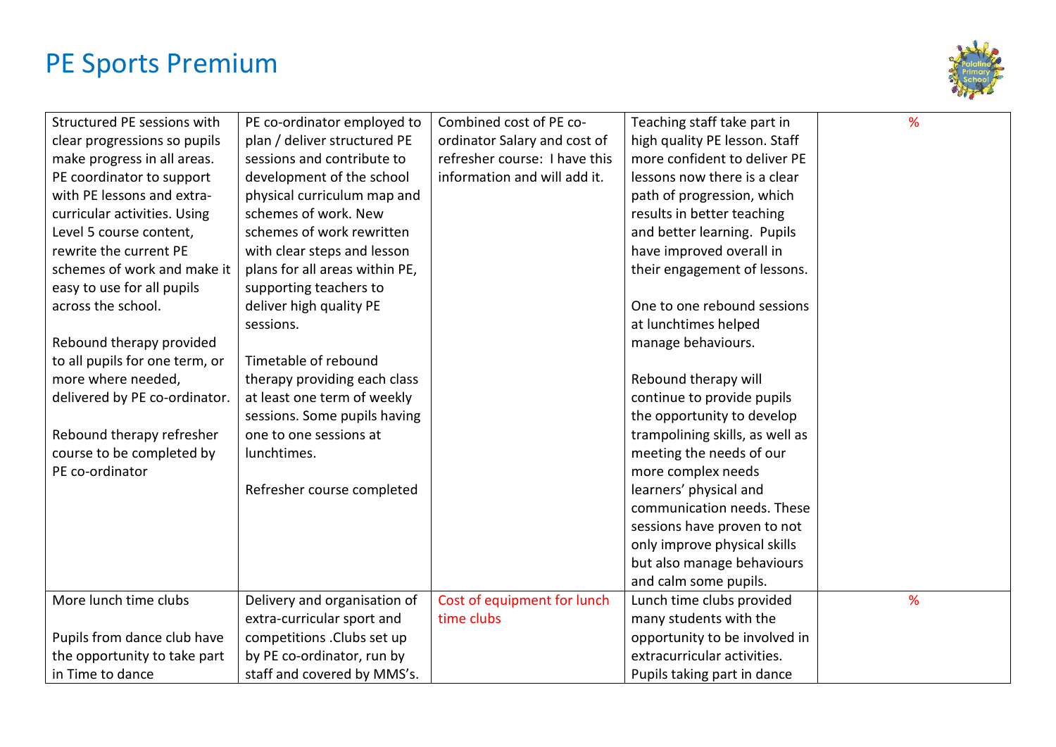# PE Sports Premium

| | | | | |
|---|---|---|---|---|
| Structured PE sessions with clear progressions so pupils make progress in all areas. PE coordinator to support with PE lessons and extra-curricular activities. Using Level 5 course content, rewrite the current PE schemes of work and make it easy to use for all pupils across the school.<br><br>Rebound therapy provided to all pupils for one term, or more where needed, delivered by PE co-ordinator.<br><br>Rebound therapy refresher course to be completed by PE co-ordinator | PE co-ordinator employed to plan / deliver structured PE sessions and contribute to development of the school physical curriculum map and schemes of work. New schemes of work rewritten with clear steps and lesson plans for all areas within PE, supporting teachers to deliver high quality PE sessions.<br><br>Timetable of rebound therapy providing each class at least one term of weekly sessions. Some pupils having one to one sessions at lunchtimes.<br><br>Refresher course completed | Combined cost of PE co-ordinator Salary and cost of refresher course: I have this information and will add it. | Teaching staff take part in high quality PE lesson. Staff more confident to deliver PE lessons now there is a clear path of progression, which results in better teaching and better learning. Pupils have improved overall in their engagement of lessons.<br><br>One to one rebound sessions at lunchtimes helped manage behaviours.<br><br>Rebound therapy will continue to provide pupils the opportunity to develop trampolining skills, as well as meeting the needs of our more complex needs learners' physical and communication needs. These sessions have proven to not only improve physical skills but also manage behaviours and calm some pupils. | % |
| More lunch time clubs<br><br>Pupils from dance club have the opportunity to take part in Time to dance | Delivery and organisation of extra-curricular sport and competitions .Clubs set up by PE co-ordinator, run by staff and covered by MMS's. | Cost of equipment for lunch time clubs | Lunch time clubs provided many students with the opportunity to be involved in extracurricular activities. Pupils taking part in dance | % |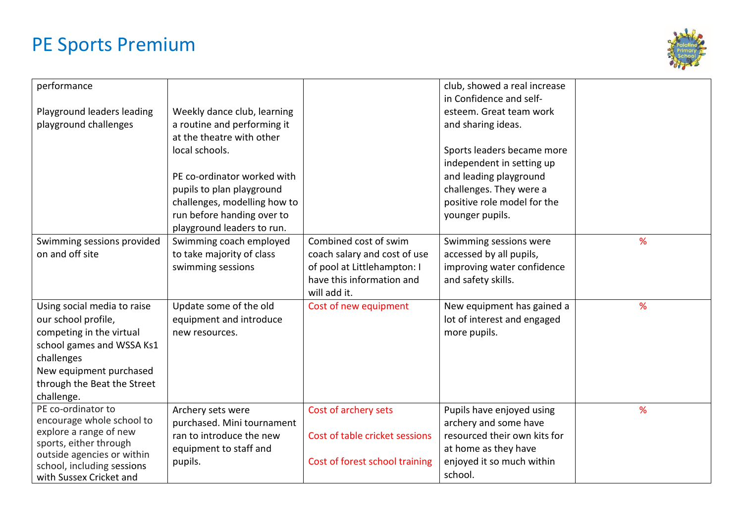# PE Sports Premium

| | | | | |
|---|---|---|---|---|
| performance<br><br>Playground leaders leading playground challenges | Weekly dance club, learning a routine and performing it at the theatre with other local schools.<br><br>PE co-ordinator worked with pupils to plan playground challenges, modelling how to run before handing over to playground leaders to run. | | club, showed a real increase in Confidence and self-esteem. Great team work and sharing ideas.<br><br>Sports leaders became more independent in setting up and leading playground challenges. They were a positive role model for the younger pupils. | |
| Swimming sessions provided on and off site | Swimming coach employed to take majority of class swimming sessions | Combined cost of swim coach salary and cost of use of pool at Littlehampton: I have this information and will add it. | Swimming sessions were accessed by all pupils, improving water confidence and safety skills. | % |
| Using social media to raise our school profile, competing in the virtual school games and WSSA Ks1 challenges<br>New equipment purchased through the Beat the Street challenge. | Update some of the old equipment and introduce new resources. | Cost of new equipment | New equipment has gained a lot of interest and engaged more pupils. | % |
| PE co-ordinator to encourage whole school to explore a range of new sports, either through outside agencies or within school, including sessions with Sussex Cricket and | Archery sets were purchased. Mini tournament ran to introduce the new equipment to staff and pupils. | Cost of archery sets<br><br>Cost of table cricket sessions<br><br>Cost of forest school training | Pupils have enjoyed using archery and some have resourced their own kits for at home as they have enjoyed it so much within school. | % |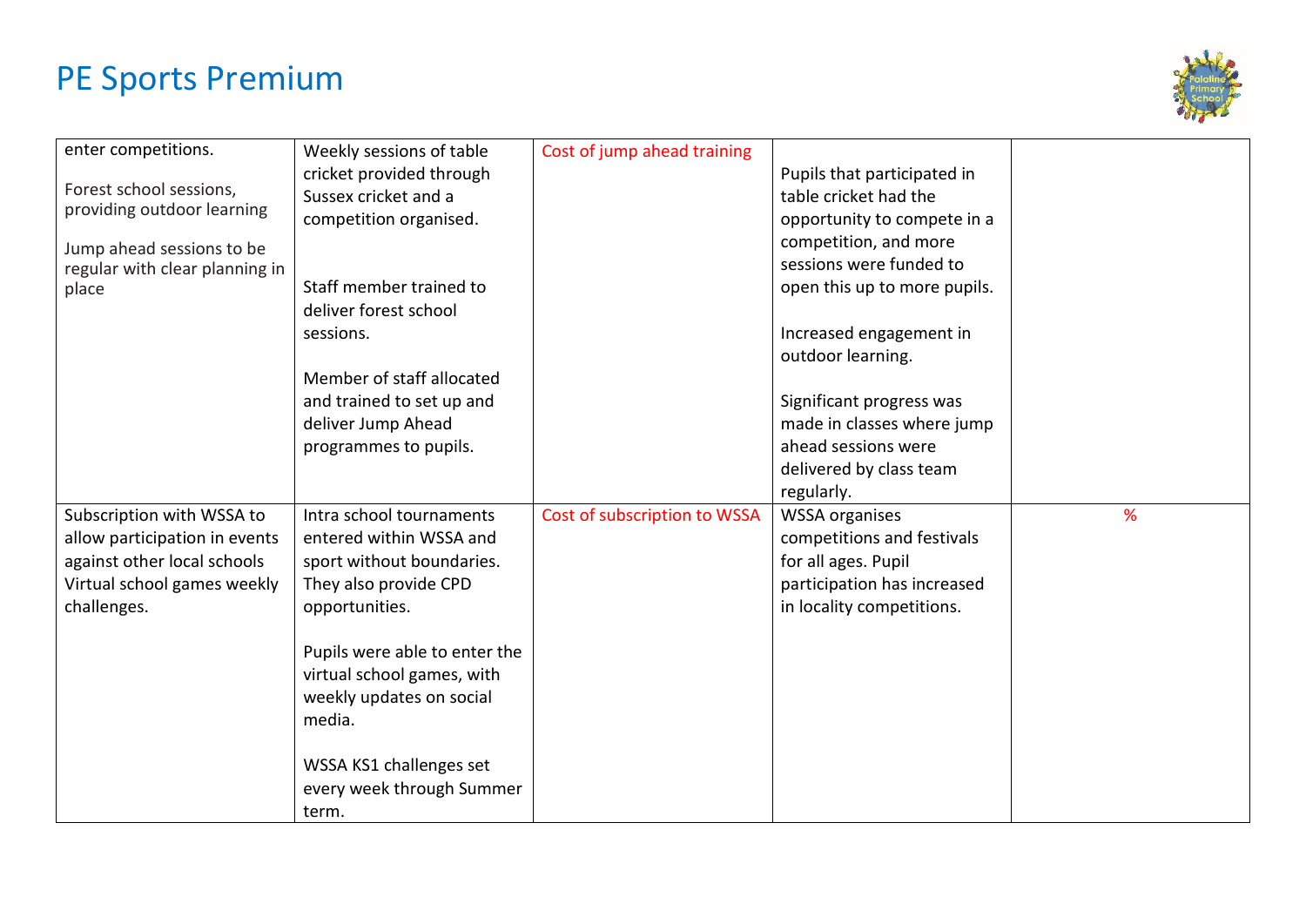# PE Sports Premium

| | | | | |
|---|---|---|---|---|
| enter competitions.<br><br>Forest school sessions, providing outdoor learning<br><br>Jump ahead sessions to be regular with clear planning in place | Weekly sessions of table cricket provided through Sussex cricket and a competition organised.<br><br>Staff member trained to deliver forest school sessions.<br><br>Member of staff allocated and trained to set up and deliver Jump Ahead programmes to pupils. | Cost of jump ahead training | Pupils that participated in table cricket had the opportunity to compete in a competition, and more sessions were funded to open this up to more pupils.<br><br>Increased engagement in outdoor learning.<br><br>Significant progress was made in classes where jump ahead sessions were delivered by class team regularly. | |
| Subscription with WSSA to allow participation in events against other local schools Virtual school games weekly challenges. | Intra school tournaments entered within WSSA and sport without boundaries. They also provide CPD opportunities.<br><br>Pupils were able to enter the virtual school games, with weekly updates on social media.<br><br>WSSA KS1 challenges set every week through Summer term. | Cost of subscription to WSSA | WSSA organises competitions and festivals for all ages. Pupil participation has increased in locality competitions. | % |